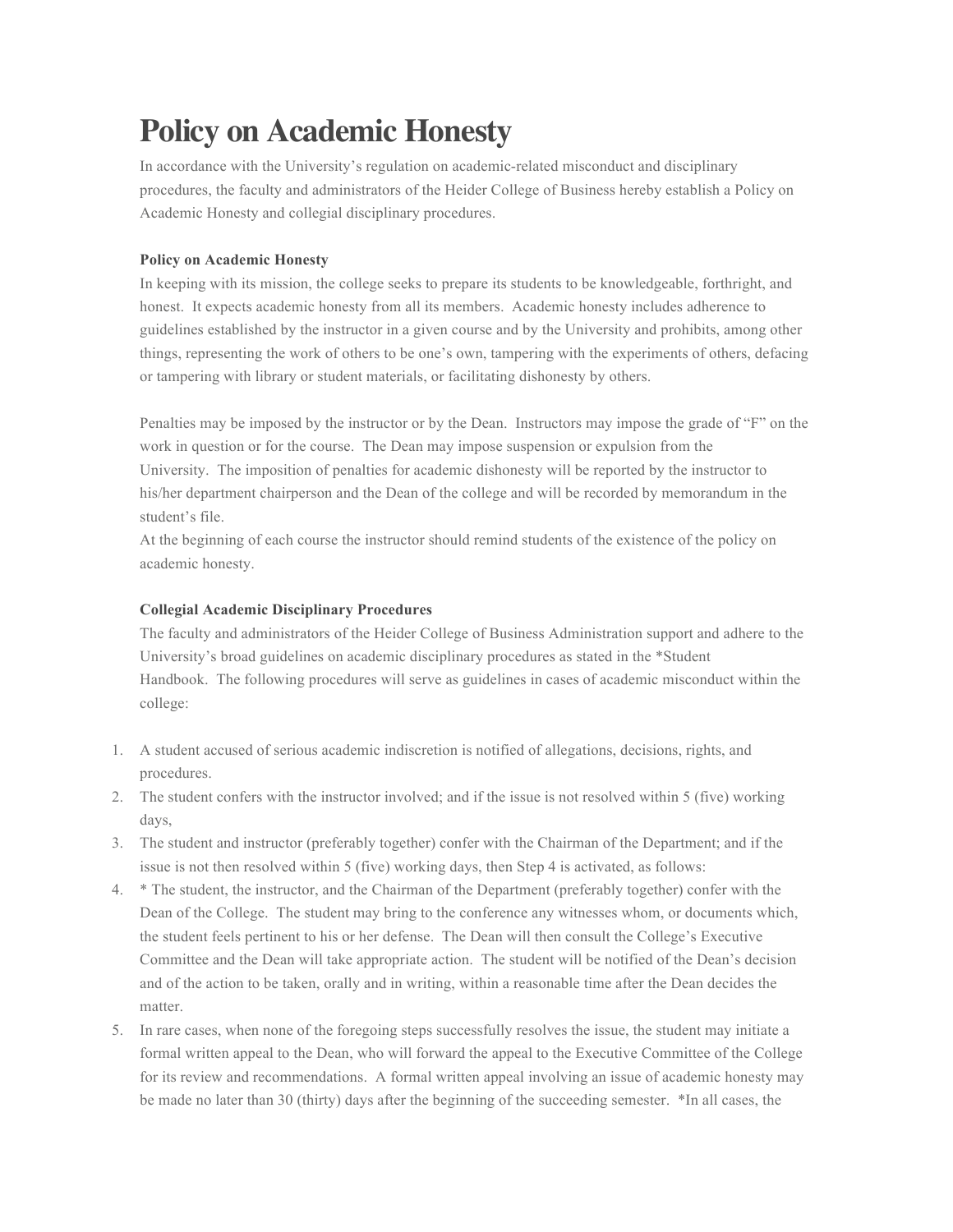# Policy on Academic Honesty

In accordance with the University's regulation on academic-related misconduct and disciplinary procedures, the faculty and administrators of the Heider College of Business hereby establish a Policy on Academic Honesty and collegial disciplinary procedures.

**Policy on Academic Honesty**

In keeping with its mission, the college seeks to prepare its students to be knowledgeable, forthright, and honest. It expects academic honesty from all its members. Academic honesty includes adherence to guidelines established by the instructor in a given course and by the University and prohibits, among other things, representing the work of others to be one's own, tampering with the experiments of others, defacing or tampering with library or student materials, or facilitating dishonesty by others.

Penalties may be imposed by the instructor or by the Dean. Instructors may impose the grade of "F" on the work in question or for the course. The Dean may impose suspension or expulsion from the University. The imposition of penalties for academic dishonesty will be reported by the instructor to his/her department chairperson and the Dean of the college and will be recorded by memorandum in the student's file.

At the beginning of each course the instructor should remind students of the existence of the policy on academic honesty.

**Collegial Academic Disciplinary Procedures**

The faculty and administrators of the Heider College of Business Administration support and adhere to the University's broad guidelines on academic disciplinary procedures as stated in the *Student Handbook. The following procedures will serve as guidelines in cases of academic misconduct within the college:

1. A student accused of serious academic indiscretion is notified of allegations, decisions, rights, and procedures.
2. The student confers with the instructor involved; and if the issue is not resolved within 5 (five) working days,
3. The student and instructor (preferably together) confer with the Chairman of the Department; and if the issue is not then resolved within 5 (five) working days, then Step 4 is activated, as follows:
4. * The student, the instructor, and the Chairman of the Department (preferably together) confer with the Dean of the College. The student may bring to the conference any witnesses whom, or documents which, the student feels pertinent to his or her defense. The Dean will then consult the College's Executive Committee and the Dean will take appropriate action. The student will be notified of the Dean's decision and of the action to be taken, orally and in writing, within a reasonable time after the Dean decides the matter.
5. In rare cases, when none of the foregoing steps successfully resolves the issue, the student may initiate a formal written appeal to the Dean, who will forward the appeal to the Executive Committee of the College for its review and recommendations. A formal written appeal involving an issue of academic honesty may be made no later than 30 (thirty) days after the beginning of the succeeding semester. *In all cases, the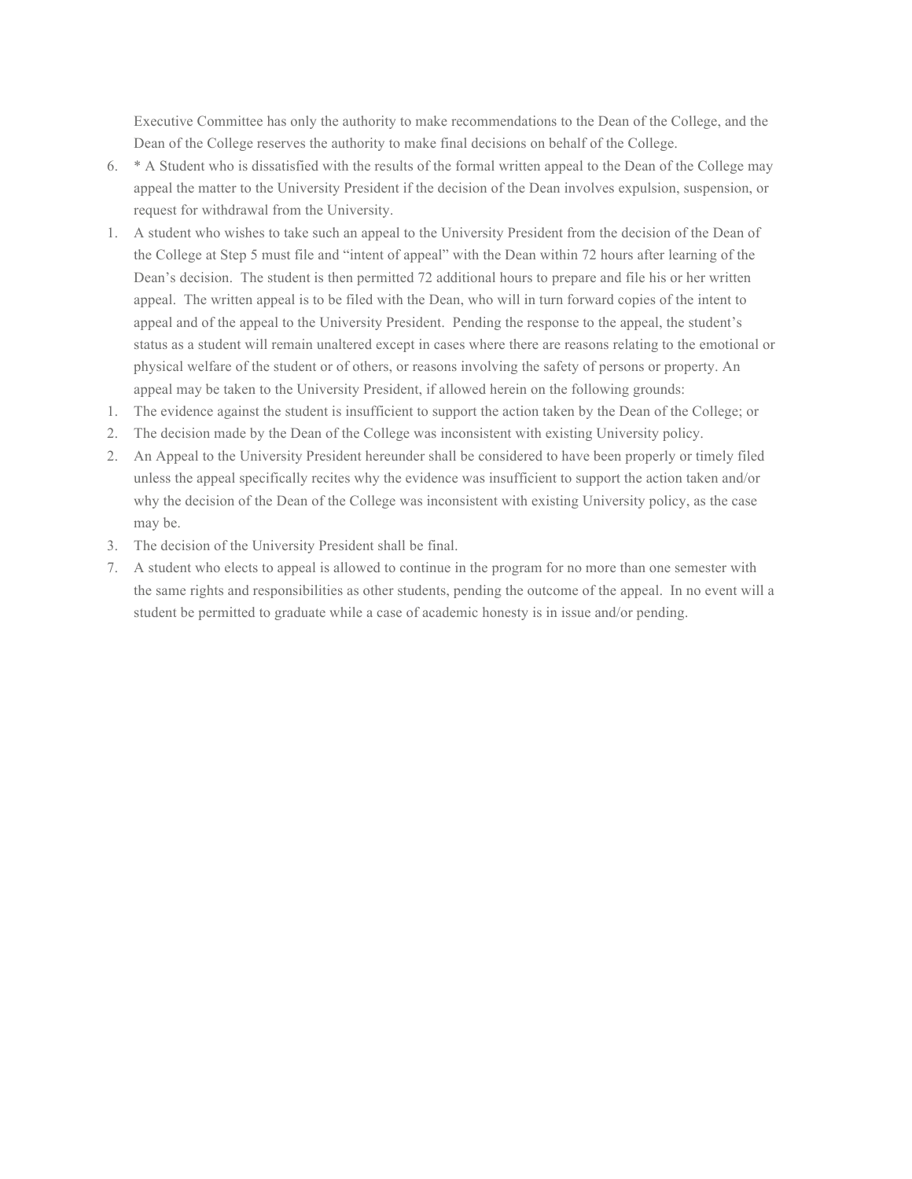Executive Committee has only the authority to make recommendations to the Dean of the College, and the Dean of the College reserves the authority to make final decisions on behalf of the College.

6. * A Student who is dissatisfied with the results of the formal written appeal to the Dean of the College may appeal the matter to the University President if the decision of the Dean involves expulsion, suspension, or request for withdrawal from the University.
    1. A student who wishes to take such an appeal to the University President from the decision of the Dean of the College at Step 5 must file and "intent of appeal" with the Dean within 72 hours after learning of the Dean's decision. The student is then permitted 72 additional hours to prepare and file his or her written appeal. The written appeal is to be filed with the Dean, who will in turn forward copies of the intent to appeal and of the appeal to the University President. Pending the response to the appeal, the student's status as a student will remain unaltered except in cases where there are reasons relating to the emotional or physical welfare of the student or of others, or reasons involving the safety of persons or property. An appeal may be taken to the University President, if allowed herein on the following grounds:
        1. The evidence against the student is insufficient to support the action taken by the Dean of the College; or
        2. The decision made by the Dean of the College was inconsistent with existing University policy.
    2. An Appeal to the University President hereunder shall be considered to have been properly or timely filed unless the appeal specifically recites why the evidence was insufficient to support the action taken and/or why the decision of the Dean of the College was inconsistent with existing University policy, as the case may be.
    3. The decision of the University President shall be final.
7. A student who elects to appeal is allowed to continue in the program for no more than one semester with the same rights and responsibilities as other students, pending the outcome of the appeal. In no event will a student be permitted to graduate while a case of academic honesty is in issue and/or pending.